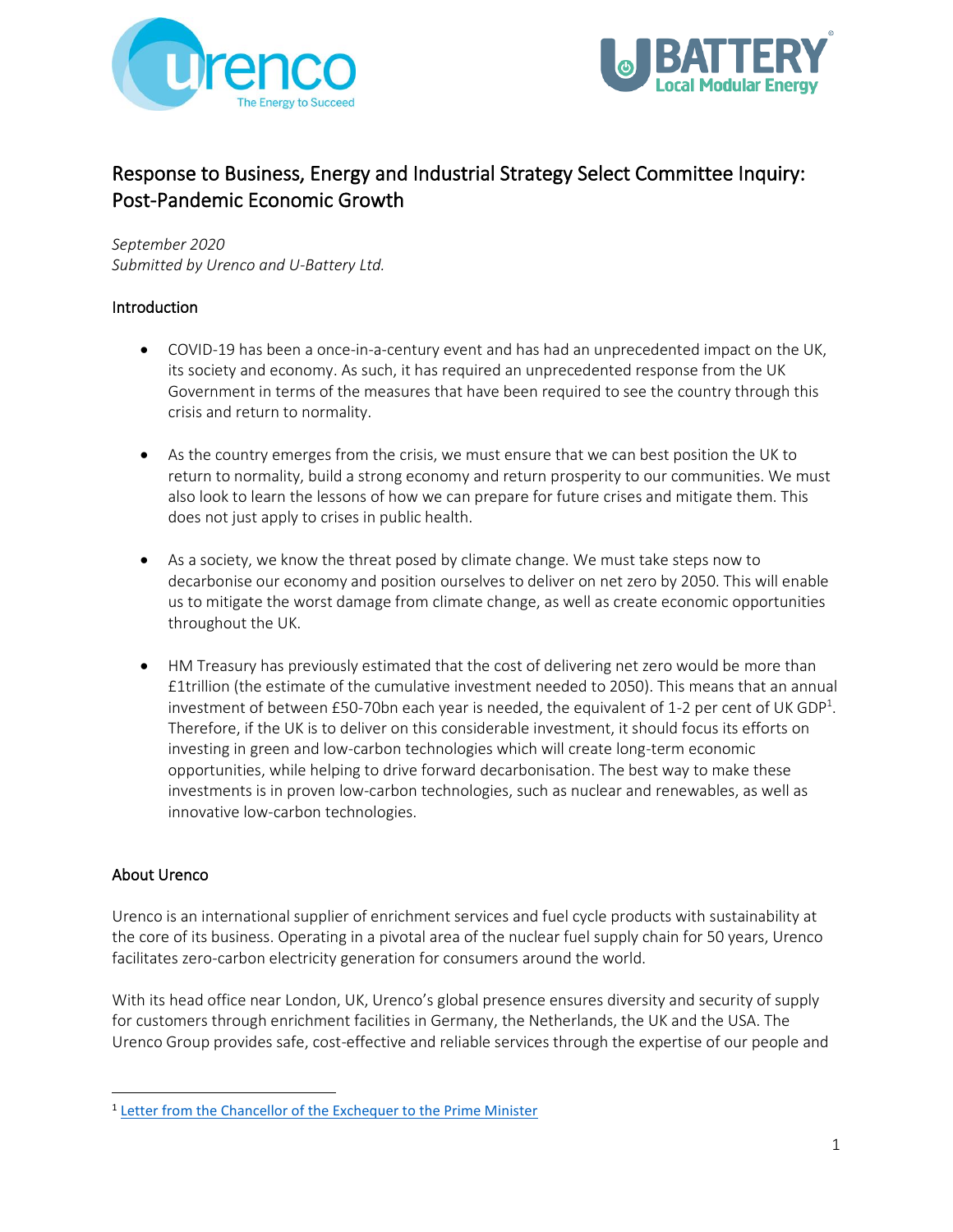# Response to Business, Energy and Industrial Strategy Select Committee Inquiry: Post-Pandemic Economic Growth

*September 2020*
*Submitted by Urenco and U-Battery Ltd.*

## Introduction

- COVID-19 has been a once-in-a-century event and has had an unprecedented impact on the UK, its society and economy. As such, it has required an unprecedented response from the UK Government in terms of the measures that have been required to see the country through this crisis and return to normality.

- As the country emerges from the crisis, we must ensure that we can best position the UK to return to normality, build a strong economy and return prosperity to our communities. We must also look to learn the lessons of how we can prepare for future crises and mitigate them. This does not just apply to crises in public health.

- As a society, we know the threat posed by climate change. We must take steps now to decarbonise our economy and position ourselves to deliver on net zero by 2050. This will enable us to mitigate the worst damage from climate change, as well as create economic opportunities throughout the UK.

- HM Treasury has previously estimated that the cost of delivering net zero would be more than £1trillion (the estimate of the cumulative investment needed to 2050). This means that an annual investment of between £50-70bn each year is needed, the equivalent of 1-2 per cent of UK GDP[1]. Therefore, if the UK is to deliver on this considerable investment, it should focus its efforts on investing in green and low-carbon technologies which will create long-term economic opportunities, while helping to drive forward decarbonisation. The best way to make these investments is in proven low-carbon technologies, such as nuclear and renewables, as well as innovative low-carbon technologies.

## About Urenco

Urenco is an international supplier of enrichment services and fuel cycle products with sustainability at the core of its business. Operating in a pivotal area of the nuclear fuel supply chain for 50 years, Urenco facilitates zero-carbon electricity generation for consumers around the world.

With its head office near London, UK, Urenco's global presence ensures diversity and security of supply for customers through enrichment facilities in Germany, the Netherlands, the UK and the USA. The Urenco Group provides safe, cost-effective and reliable services through the expertise of our people and

[1] Letter from the Chancellor of the Exchequer to the Prime Minister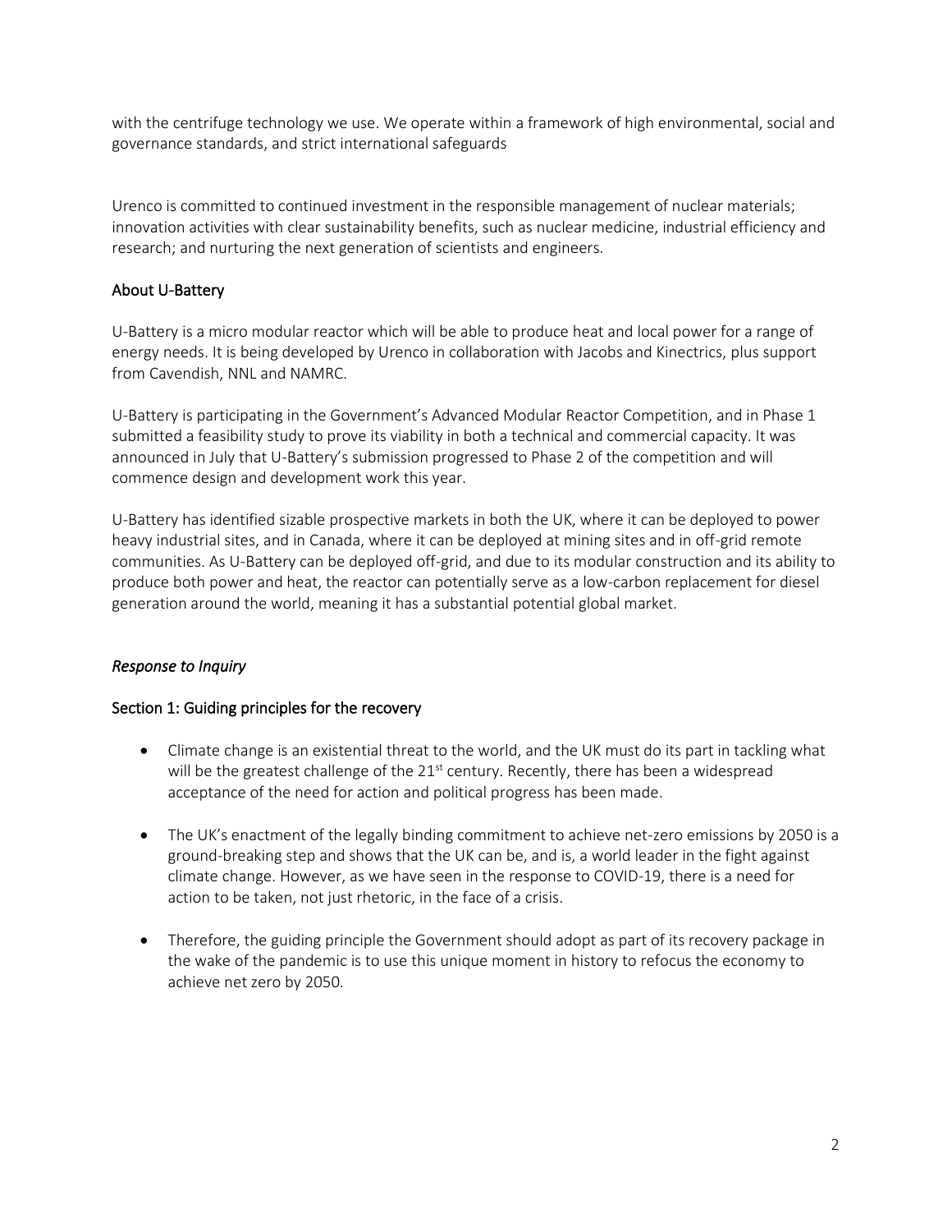with the centrifuge technology we use. We operate within a framework of high environmental, social and governance standards, and strict international safeguards

Urenco is committed to continued investment in the responsible management of nuclear materials; innovation activities with clear sustainability benefits, such as nuclear medicine, industrial efficiency and research; and nurturing the next generation of scientists and engineers.

## About U-Battery

U-Battery is a micro modular reactor which will be able to produce heat and local power for a range of energy needs. It is being developed by Urenco in collaboration with Jacobs and Kinectrics, plus support from Cavendish, NNL and NAMRC.

U-Battery is participating in the Government's Advanced Modular Reactor Competition, and in Phase 1 submitted a feasibility study to prove its viability in both a technical and commercial capacity. It was announced in July that U-Battery's submission progressed to Phase 2 of the competition and will commence design and development work this year.

U-Battery has identified sizable prospective markets in both the UK, where it can be deployed to power heavy industrial sites, and in Canada, where it can be deployed at mining sites and in off-grid remote communities. As U-Battery can be deployed off-grid, and due to its modular construction and its ability to produce both power and heat, the reactor can potentially serve as a low-carbon replacement for diesel generation around the world, meaning it has a substantial potential global market.

## *Response to Inquiry*

## Section 1: Guiding principles for the recovery

- Climate change is an existential threat to the world, and the UK must do its part in tackling what will be the greatest challenge of the 21st century. Recently, there has been a widespread acceptance of the need for action and political progress has been made.

- The UK's enactment of the legally binding commitment to achieve net-zero emissions by 2050 is a ground-breaking step and shows that the UK can be, and is, a world leader in the fight against climate change. However, as we have seen in the response to COVID-19, there is a need for action to be taken, not just rhetoric, in the face of a crisis.

- Therefore, the guiding principle the Government should adopt as part of its recovery package in the wake of the pandemic is to use this unique moment in history to refocus the economy to achieve net zero by 2050.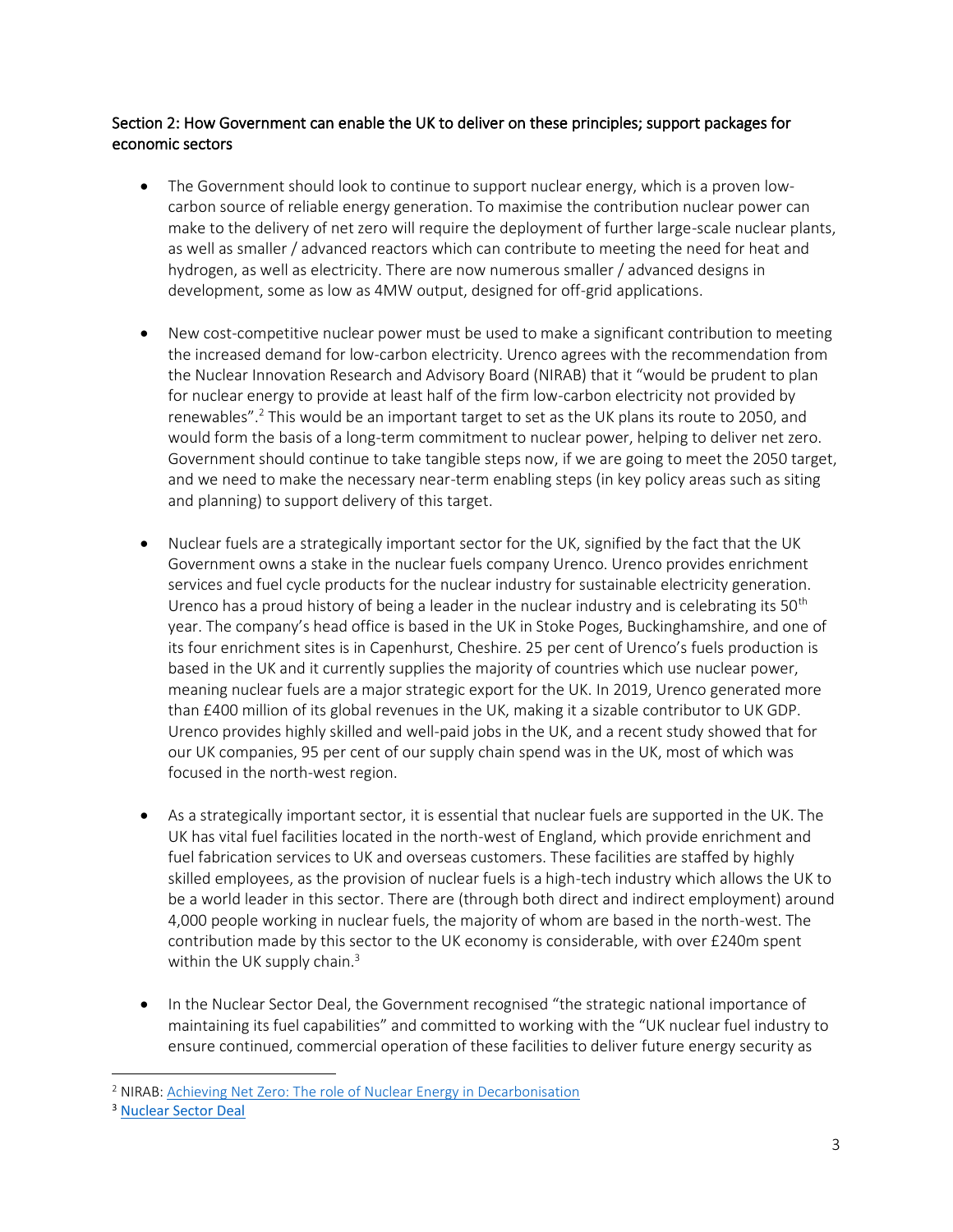## Section 2: How Government can enable the UK to deliver on these principles; support packages for economic sectors

- The Government should look to continue to support nuclear energy, which is a proven low-carbon source of reliable energy generation. To maximise the contribution nuclear power can make to the delivery of net zero will require the deployment of further large-scale nuclear plants, as well as smaller / advanced reactors which can contribute to meeting the need for heat and hydrogen, as well as electricity. There are now numerous smaller / advanced designs in development, some as low as 4MW output, designed for off-grid applications.

- New cost-competitive nuclear power must be used to make a significant contribution to meeting the increased demand for low-carbon electricity. Urenco agrees with the recommendation from the Nuclear Innovation Research and Advisory Board (NIRAB) that it "would be prudent to plan for nuclear energy to provide at least half of the firm low-carbon electricity not provided by renewables".[2] This would be an important target to set as the UK plans its route to 2050, and would form the basis of a long-term commitment to nuclear power, helping to deliver net zero. Government should continue to take tangible steps now, if we are going to meet the 2050 target, and we need to make the necessary near-term enabling steps (in key policy areas such as siting and planning) to support delivery of this target.

- Nuclear fuels are a strategically important sector for the UK, signified by the fact that the UK Government owns a stake in the nuclear fuels company Urenco. Urenco provides enrichment services and fuel cycle products for the nuclear industry for sustainable electricity generation. Urenco has a proud history of being a leader in the nuclear industry and is celebrating its 50th year. The company's head office is based in the UK in Stoke Poges, Buckinghamshire, and one of its four enrichment sites is in Capenhurst, Cheshire. 25 per cent of Urenco's fuels production is based in the UK and it currently supplies the majority of countries which use nuclear power, meaning nuclear fuels are a major strategic export for the UK. In 2019, Urenco generated more than £400 million of its global revenues in the UK, making it a sizable contributor to UK GDP. Urenco provides highly skilled and well-paid jobs in the UK, and a recent study showed that for our UK companies, 95 per cent of our supply chain spend was in the UK, most of which was focused in the north-west region.

- As a strategically important sector, it is essential that nuclear fuels are supported in the UK. The UK has vital fuel facilities located in the north-west of England, which provide enrichment and fuel fabrication services to UK and overseas customers. These facilities are staffed by highly skilled employees, as the provision of nuclear fuels is a high-tech industry which allows the UK to be a world leader in this sector. There are (through both direct and indirect employment) around 4,000 people working in nuclear fuels, the majority of whom are based in the north-west. The contribution made by this sector to the UK economy is considerable, with over £240m spent within the UK supply chain.[3]

- In the Nuclear Sector Deal, the Government recognised "the strategic national importance of maintaining its fuel capabilities" and committed to working with the "UK nuclear fuel industry to ensure continued, commercial operation of these facilities to deliver future energy security as

---

[2] NIRAB: Achieving Net Zero: The role of Nuclear Energy in Decarbonisation

[3] Nuclear Sector Deal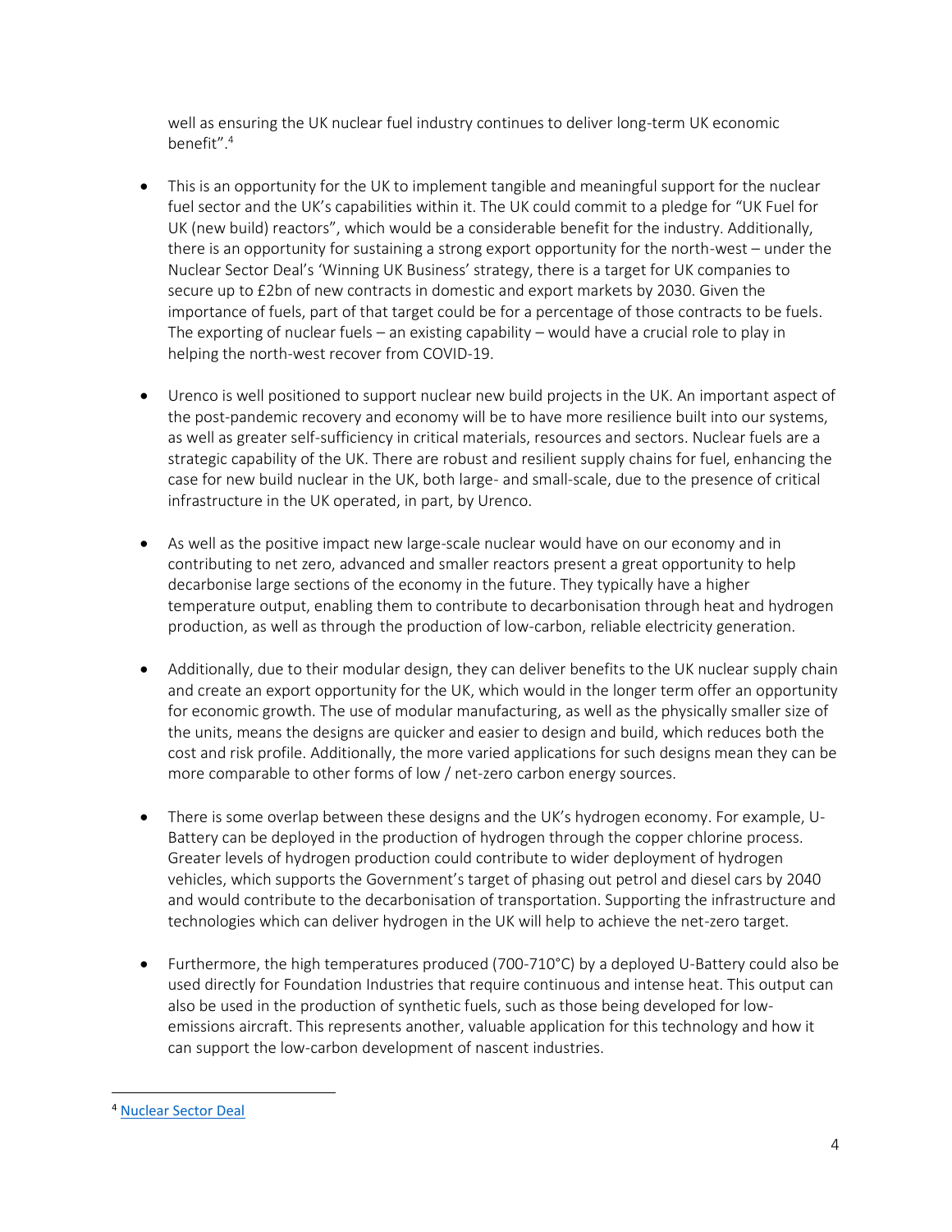well as ensuring the UK nuclear fuel industry continues to deliver long-term UK economic benefit".[4]

- This is an opportunity for the UK to implement tangible and meaningful support for the nuclear fuel sector and the UK's capabilities within it. The UK could commit to a pledge for "UK Fuel for UK (new build) reactors", which would be a considerable benefit for the industry. Additionally, there is an opportunity for sustaining a strong export opportunity for the north-west – under the Nuclear Sector Deal's 'Winning UK Business' strategy, there is a target for UK companies to secure up to £2bn of new contracts in domestic and export markets by 2030. Given the importance of fuels, part of that target could be for a percentage of those contracts to be fuels. The exporting of nuclear fuels – an existing capability – would have a crucial role to play in helping the north-west recover from COVID-19.

- Urenco is well positioned to support nuclear new build projects in the UK. An important aspect of the post-pandemic recovery and economy will be to have more resilience built into our systems, as well as greater self-sufficiency in critical materials, resources and sectors. Nuclear fuels are a strategic capability of the UK. There are robust and resilient supply chains for fuel, enhancing the case for new build nuclear in the UK, both large- and small-scale, due to the presence of critical infrastructure in the UK operated, in part, by Urenco.

- As well as the positive impact new large-scale nuclear would have on our economy and in contributing to net zero, advanced and smaller reactors present a great opportunity to help decarbonise large sections of the economy in the future. They typically have a higher temperature output, enabling them to contribute to decarbonisation through heat and hydrogen production, as well as through the production of low-carbon, reliable electricity generation.

- Additionally, due to their modular design, they can deliver benefits to the UK nuclear supply chain and create an export opportunity for the UK, which would in the longer term offer an opportunity for economic growth. The use of modular manufacturing, as well as the physically smaller size of the units, means the designs are quicker and easier to design and build, which reduces both the cost and risk profile. Additionally, the more varied applications for such designs mean they can be more comparable to other forms of low / net-zero carbon energy sources.

- There is some overlap between these designs and the UK's hydrogen economy. For example, U-Battery can be deployed in the production of hydrogen through the copper chlorine process. Greater levels of hydrogen production could contribute to wider deployment of hydrogen vehicles, which supports the Government's target of phasing out petrol and diesel cars by 2040 and would contribute to the decarbonisation of transportation. Supporting the infrastructure and technologies which can deliver hydrogen in the UK will help to achieve the net-zero target.

- Furthermore, the high temperatures produced (700-710°C) by a deployed U-Battery could also be used directly for Foundation Industries that require continuous and intense heat. This output can also be used in the production of synthetic fuels, such as those being developed for low-emissions aircraft. This represents another, valuable application for this technology and how it can support the low-carbon development of nascent industries.

[4] Nuclear Sector Deal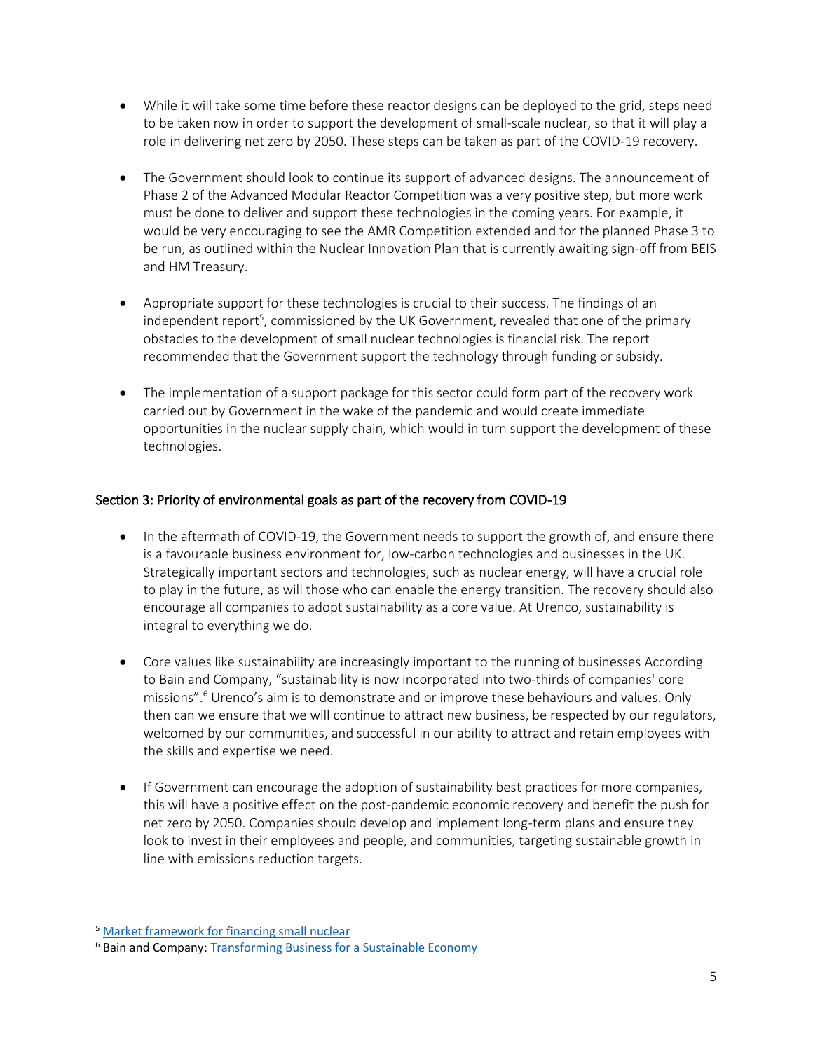- While it will take some time before these reactor designs can be deployed to the grid, steps need to be taken now in order to support the development of small-scale nuclear, so that it will play a role in delivering net zero by 2050. These steps can be taken as part of the COVID-19 recovery.

- The Government should look to continue its support of advanced designs. The announcement of Phase 2 of the Advanced Modular Reactor Competition was a very positive step, but more work must be done to deliver and support these technologies in the coming years. For example, it would be very encouraging to see the AMR Competition extended and for the planned Phase 3 to be run, as outlined within the Nuclear Innovation Plan that is currently awaiting sign-off from BEIS and HM Treasury.

- Appropriate support for these technologies is crucial to their success. The findings of an independent report[5], commissioned by the UK Government, revealed that one of the primary obstacles to the development of small nuclear technologies is financial risk. The report recommended that the Government support the technology through funding or subsidy.

- The implementation of a support package for this sector could form part of the recovery work carried out by Government in the wake of the pandemic and would create immediate opportunities in the nuclear supply chain, which would in turn support the development of these technologies.

## Section 3: Priority of environmental goals as part of the recovery from COVID-19

- In the aftermath of COVID-19, the Government needs to support the growth of, and ensure there is a favourable business environment for, low-carbon technologies and businesses in the UK. Strategically important sectors and technologies, such as nuclear energy, will have a crucial role to play in the future, as will those who can enable the energy transition. The recovery should also encourage all companies to adopt sustainability as a core value. At Urenco, sustainability is integral to everything we do.

- Core values like sustainability are increasingly important to the running of businesses According to Bain and Company, "sustainability is now incorporated into two-thirds of companies' core missions".[6] Urenco's aim is to demonstrate and or improve these behaviours and values. Only then can we ensure that we will continue to attract new business, be respected by our regulators, welcomed by our communities, and successful in our ability to attract and retain employees with the skills and expertise we need.

- If Government can encourage the adoption of sustainability best practices for more companies, this will have a positive effect on the post-pandemic economic recovery and benefit the push for net zero by 2050. Companies should develop and implement long-term plans and ensure they look to invest in their employees and people, and communities, targeting sustainable growth in line with emissions reduction targets.

---

[5] Market framework for financing small nuclear

[6] Bain and Company: Transforming Business for a Sustainable Economy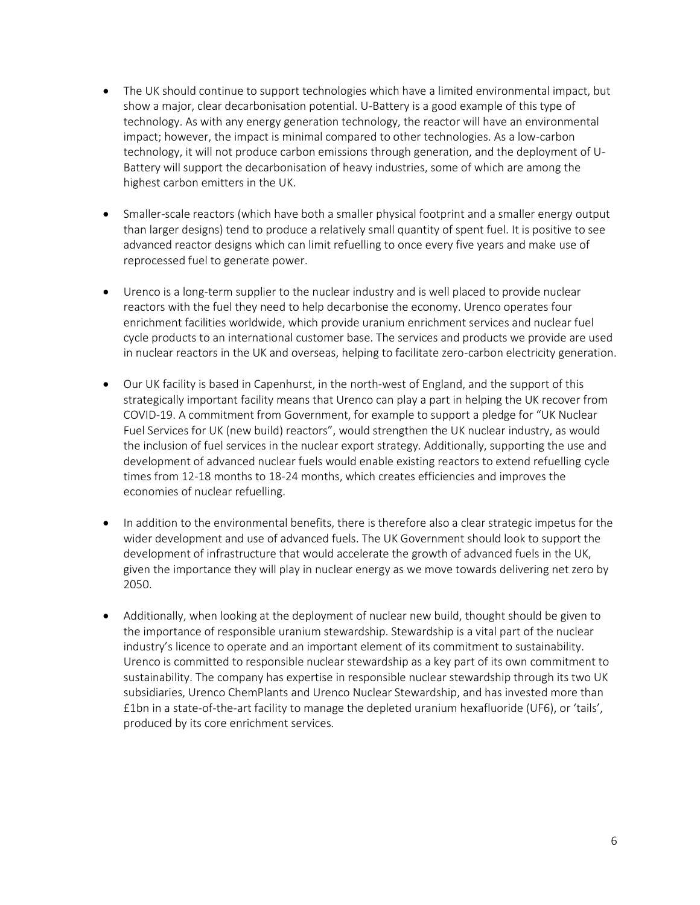- The UK should continue to support technologies which have a limited environmental impact, but show a major, clear decarbonisation potential. U-Battery is a good example of this type of technology. As with any energy generation technology, the reactor will have an environmental impact; however, the impact is minimal compared to other technologies. As a low-carbon technology, it will not produce carbon emissions through generation, and the deployment of U-Battery will support the decarbonisation of heavy industries, some of which are among the highest carbon emitters in the UK.

- Smaller-scale reactors (which have both a smaller physical footprint and a smaller energy output than larger designs) tend to produce a relatively small quantity of spent fuel. It is positive to see advanced reactor designs which can limit refuelling to once every five years and make use of reprocessed fuel to generate power.

- Urenco is a long-term supplier to the nuclear industry and is well placed to provide nuclear reactors with the fuel they need to help decarbonise the economy. Urenco operates four enrichment facilities worldwide, which provide uranium enrichment services and nuclear fuel cycle products to an international customer base. The services and products we provide are used in nuclear reactors in the UK and overseas, helping to facilitate zero-carbon electricity generation.

- Our UK facility is based in Capenhurst, in the north-west of England, and the support of this strategically important facility means that Urenco can play a part in helping the UK recover from COVID-19. A commitment from Government, for example to support a pledge for "UK Nuclear Fuel Services for UK (new build) reactors", would strengthen the UK nuclear industry, as would the inclusion of fuel services in the nuclear export strategy. Additionally, supporting the use and development of advanced nuclear fuels would enable existing reactors to extend refuelling cycle times from 12-18 months to 18-24 months, which creates efficiencies and improves the economies of nuclear refuelling.

- In addition to the environmental benefits, there is therefore also a clear strategic impetus for the wider development and use of advanced fuels. The UK Government should look to support the development of infrastructure that would accelerate the growth of advanced fuels in the UK, given the importance they will play in nuclear energy as we move towards delivering net zero by 2050.

- Additionally, when looking at the deployment of nuclear new build, thought should be given to the importance of responsible uranium stewardship. Stewardship is a vital part of the nuclear industry's licence to operate and an important element of its commitment to sustainability. Urenco is committed to responsible nuclear stewardship as a key part of its own commitment to sustainability. The company has expertise in responsible nuclear stewardship through its two UK subsidiaries, Urenco ChemPlants and Urenco Nuclear Stewardship, and has invested more than £1bn in a state-of-the-art facility to manage the depleted uranium hexafluoride ($UF_6$), or 'tails', produced by its core enrichment services.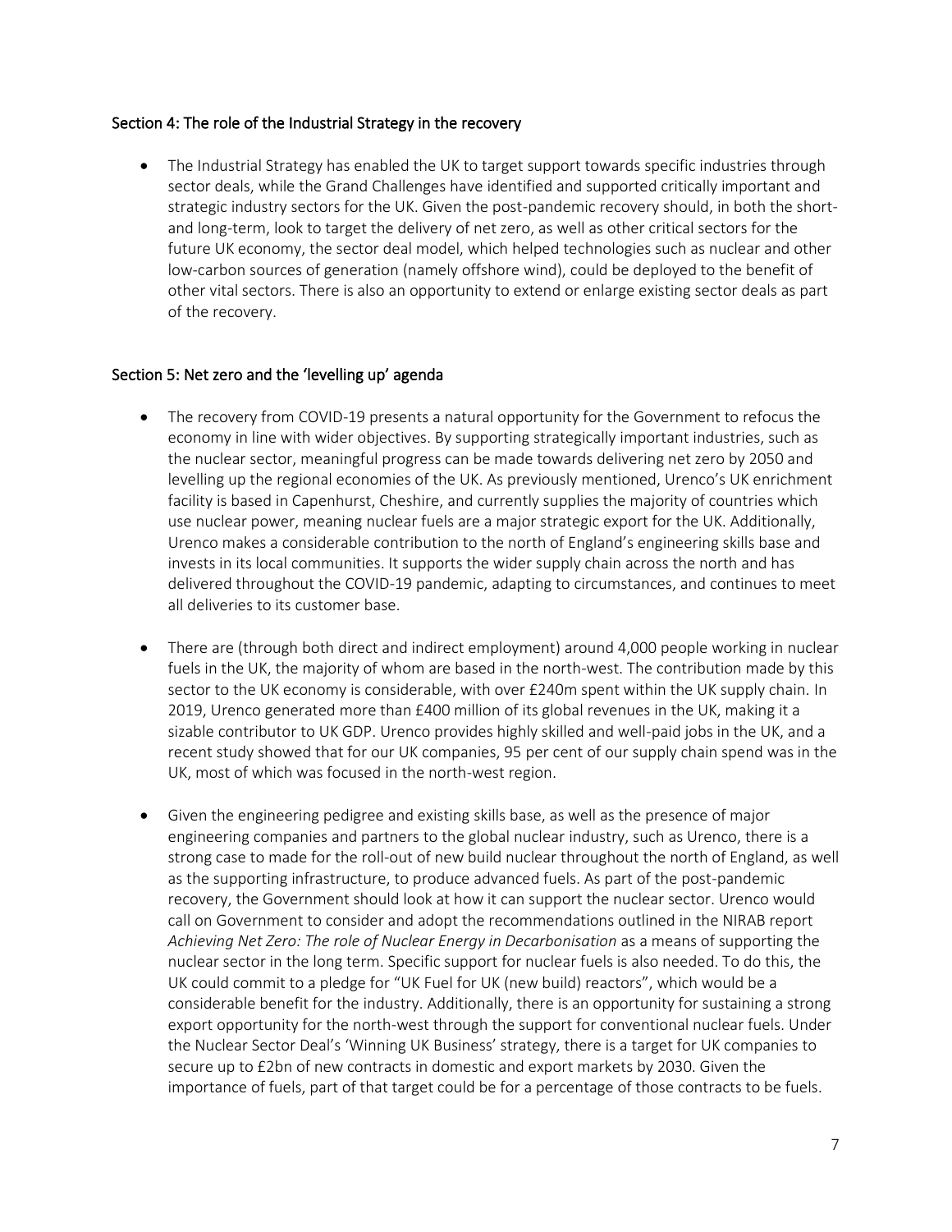## Section 4: The role of the Industrial Strategy in the recovery

- The Industrial Strategy has enabled the UK to target support towards specific industries through sector deals, while the Grand Challenges have identified and supported critically important and strategic industry sectors for the UK. Given the post-pandemic recovery should, in both the short- and long-term, look to target the delivery of net zero, as well as other critical sectors for the future UK economy, the sector deal model, which helped technologies such as nuclear and other low-carbon sources of generation (namely offshore wind), could be deployed to the benefit of other vital sectors. There is also an opportunity to extend or enlarge existing sector deals as part of the recovery.

## Section 5: Net zero and the 'levelling up' agenda

- The recovery from COVID-19 presents a natural opportunity for the Government to refocus the economy in line with wider objectives. By supporting strategically important industries, such as the nuclear sector, meaningful progress can be made towards delivering net zero by 2050 and levelling up the regional economies of the UK. As previously mentioned, Urenco's UK enrichment facility is based in Capenhurst, Cheshire, and currently supplies the majority of countries which use nuclear power, meaning nuclear fuels are a major strategic export for the UK. Additionally, Urenco makes a considerable contribution to the north of England's engineering skills base and invests in its local communities. It supports the wider supply chain across the north and has delivered throughout the COVID-19 pandemic, adapting to circumstances, and continues to meet all deliveries to its customer base.

- There are (through both direct and indirect employment) around 4,000 people working in nuclear fuels in the UK, the majority of whom are based in the north-west. The contribution made by this sector to the UK economy is considerable, with over £240m spent within the UK supply chain. In 2019, Urenco generated more than £400 million of its global revenues in the UK, making it a sizable contributor to UK GDP. Urenco provides highly skilled and well-paid jobs in the UK, and a recent study showed that for our UK companies, 95 per cent of our supply chain spend was in the UK, most of which was focused in the north-west region.

- Given the engineering pedigree and existing skills base, as well as the presence of major engineering companies and partners to the global nuclear industry, such as Urenco, there is a strong case to made for the roll-out of new build nuclear throughout the north of England, as well as the supporting infrastructure, to produce advanced fuels. As part of the post-pandemic recovery, the Government should look at how it can support the nuclear sector. Urenco would call on Government to consider and adopt the recommendations outlined in the NIRAB report *Achieving Net Zero: The role of Nuclear Energy in Decarbonisation* as a means of supporting the nuclear sector in the long term. Specific support for nuclear fuels is also needed. To do this, the UK could commit to a pledge for "UK Fuel for UK (new build) reactors", which would be a considerable benefit for the industry. Additionally, there is an opportunity for sustaining a strong export opportunity for the north-west through the support for conventional nuclear fuels. Under the Nuclear Sector Deal's 'Winning UK Business' strategy, there is a target for UK companies to secure up to £2bn of new contracts in domestic and export markets by 2030. Given the importance of fuels, part of that target could be for a percentage of those contracts to be fuels.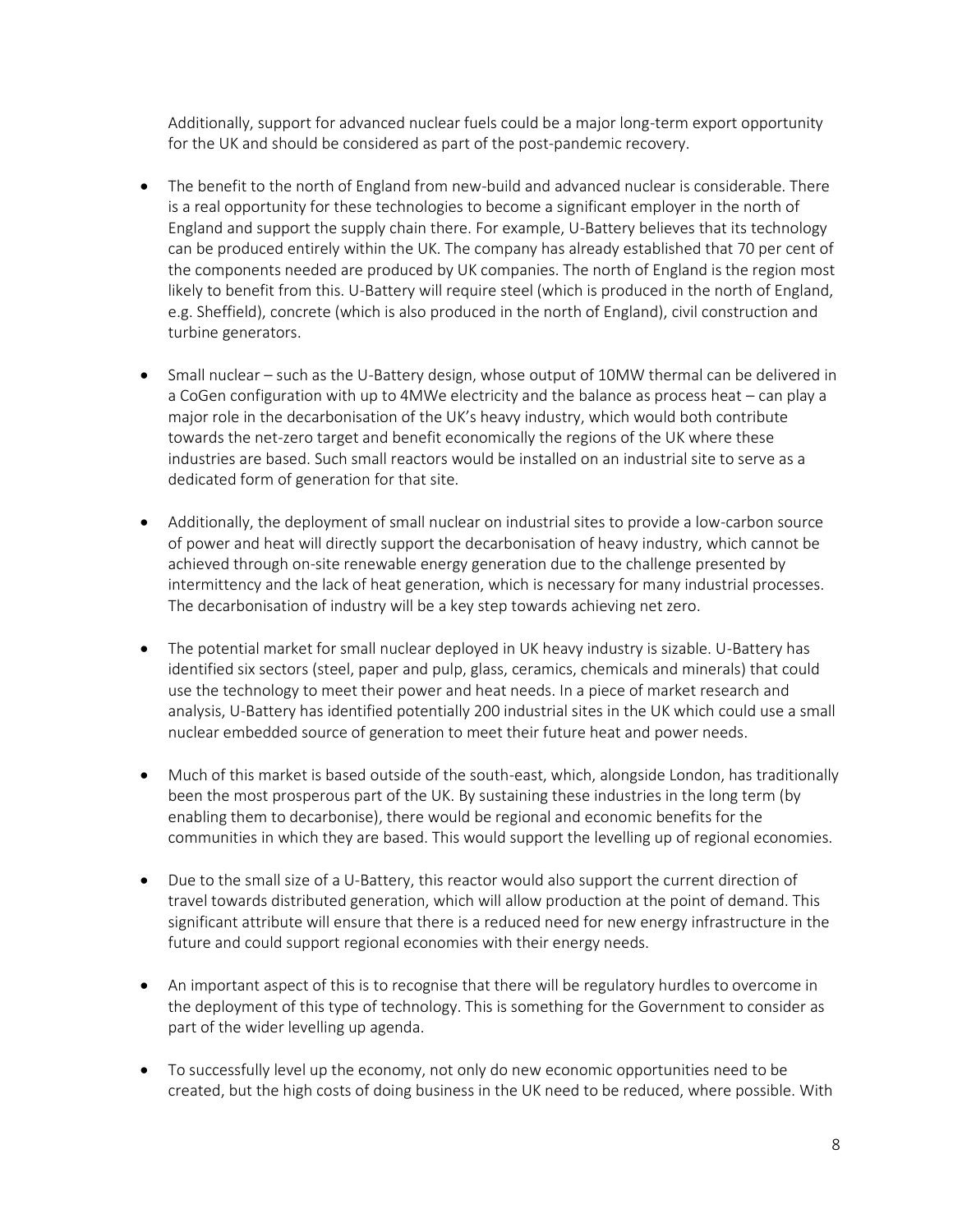Additionally, support for advanced nuclear fuels could be a major long-term export opportunity for the UK and should be considered as part of the post-pandemic recovery.

- The benefit to the north of England from new-build and advanced nuclear is considerable. There is a real opportunity for these technologies to become a significant employer in the north of England and support the supply chain there. For example, U-Battery believes that its technology can be produced entirely within the UK. The company has already established that 70 per cent of the components needed are produced by UK companies. The north of England is the region most likely to benefit from this. U-Battery will require steel (which is produced in the north of England, e.g. Sheffield), concrete (which is also produced in the north of England), civil construction and turbine generators.

- Small nuclear – such as the U-Battery design, whose output of 10MW thermal can be delivered in a CoGen configuration with up to 4MWe electricity and the balance as process heat – can play a major role in the decarbonisation of the UK's heavy industry, which would both contribute towards the net-zero target and benefit economically the regions of the UK where these industries are based. Such small reactors would be installed on an industrial site to serve as a dedicated form of generation for that site.

- Additionally, the deployment of small nuclear on industrial sites to provide a low-carbon source of power and heat will directly support the decarbonisation of heavy industry, which cannot be achieved through on-site renewable energy generation due to the challenge presented by intermittency and the lack of heat generation, which is necessary for many industrial processes. The decarbonisation of industry will be a key step towards achieving net zero.

- The potential market for small nuclear deployed in UK heavy industry is sizable. U-Battery has identified six sectors (steel, paper and pulp, glass, ceramics, chemicals and minerals) that could use the technology to meet their power and heat needs. In a piece of market research and analysis, U-Battery has identified potentially 200 industrial sites in the UK which could use a small nuclear embedded source of generation to meet their future heat and power needs.

- Much of this market is based outside of the south-east, which, alongside London, has traditionally been the most prosperous part of the UK. By sustaining these industries in the long term (by enabling them to decarbonise), there would be regional and economic benefits for the communities in which they are based. This would support the levelling up of regional economies.

- Due to the small size of a U-Battery, this reactor would also support the current direction of travel towards distributed generation, which will allow production at the point of demand. This significant attribute will ensure that there is a reduced need for new energy infrastructure in the future and could support regional economies with their energy needs.

- An important aspect of this is to recognise that there will be regulatory hurdles to overcome in the deployment of this type of technology. This is something for the Government to consider as part of the wider levelling up agenda.

- To successfully level up the economy, not only do new economic opportunities need to be created, but the high costs of doing business in the UK need to be reduced, where possible. With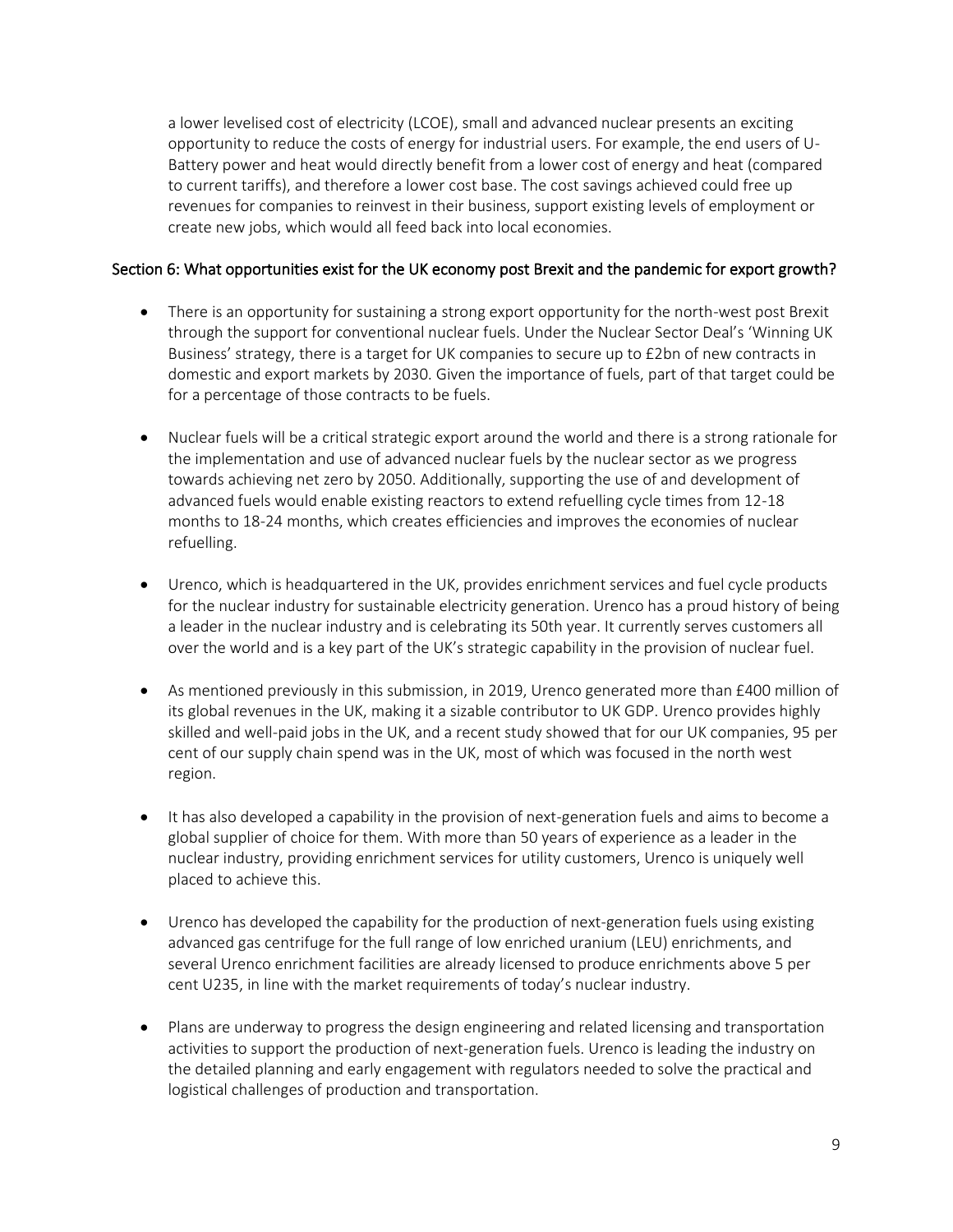a lower levelised cost of electricity (LCOE), small and advanced nuclear presents an exciting opportunity to reduce the costs of energy for industrial users. For example, the end users of U-Battery power and heat would directly benefit from a lower cost of energy and heat (compared to current tariffs), and therefore a lower cost base. The cost savings achieved could free up revenues for companies to reinvest in their business, support existing levels of employment or create new jobs, which would all feed back into local economies.

## Section 6: What opportunities exist for the UK economy post Brexit and the pandemic for export growth?

- There is an opportunity for sustaining a strong export opportunity for the north-west post Brexit through the support for conventional nuclear fuels. Under the Nuclear Sector Deal's 'Winning UK Business' strategy, there is a target for UK companies to secure up to £2bn of new contracts in domestic and export markets by 2030. Given the importance of fuels, part of that target could be for a percentage of those contracts to be fuels.

- Nuclear fuels will be a critical strategic export around the world and there is a strong rationale for the implementation and use of advanced nuclear fuels by the nuclear sector as we progress towards achieving net zero by 2050. Additionally, supporting the use of and development of advanced fuels would enable existing reactors to extend refuelling cycle times from 12-18 months to 18-24 months, which creates efficiencies and improves the economies of nuclear refuelling.

- Urenco, which is headquartered in the UK, provides enrichment services and fuel cycle products for the nuclear industry for sustainable electricity generation. Urenco has a proud history of being a leader in the nuclear industry and is celebrating its 50th year. It currently serves customers all over the world and is a key part of the UK's strategic capability in the provision of nuclear fuel.

- As mentioned previously in this submission, in 2019, Urenco generated more than £400 million of its global revenues in the UK, making it a sizable contributor to UK GDP. Urenco provides highly skilled and well-paid jobs in the UK, and a recent study showed that for our UK companies, 95 per cent of our supply chain spend was in the UK, most of which was focused in the north west region.

- It has also developed a capability in the provision of next-generation fuels and aims to become a global supplier of choice for them. With more than 50 years of experience as a leader in the nuclear industry, providing enrichment services for utility customers, Urenco is uniquely well placed to achieve this.

- Urenco has developed the capability for the production of next-generation fuels using existing advanced gas centrifuge for the full range of low enriched uranium (LEU) enrichments, and several Urenco enrichment facilities are already licensed to produce enrichments above 5 per cent U235, in line with the market requirements of today's nuclear industry.

- Plans are underway to progress the design engineering and related licensing and transportation activities to support the production of next-generation fuels. Urenco is leading the industry on the detailed planning and early engagement with regulators needed to solve the practical and logistical challenges of production and transportation.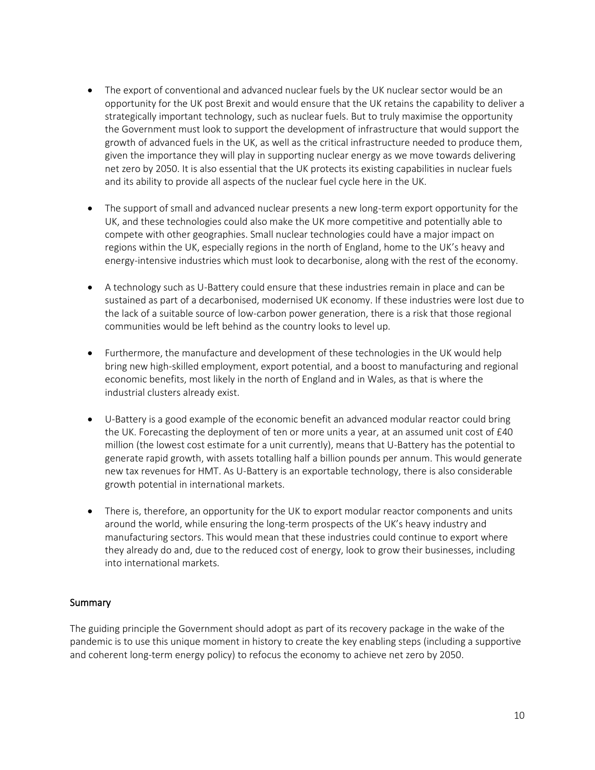- The export of conventional and advanced nuclear fuels by the UK nuclear sector would be an opportunity for the UK post Brexit and would ensure that the UK retains the capability to deliver a strategically important technology, such as nuclear fuels. But to truly maximise the opportunity the Government must look to support the development of infrastructure that would support the growth of advanced fuels in the UK, as well as the critical infrastructure needed to produce them, given the importance they will play in supporting nuclear energy as we move towards delivering net zero by 2050. It is also essential that the UK protects its existing capabilities in nuclear fuels and its ability to provide all aspects of the nuclear fuel cycle here in the UK.

- The support of small and advanced nuclear presents a new long-term export opportunity for the UK, and these technologies could also make the UK more competitive and potentially able to compete with other geographies. Small nuclear technologies could have a major impact on regions within the UK, especially regions in the north of England, home to the UK's heavy and energy-intensive industries which must look to decarbonise, along with the rest of the economy.

- A technology such as U-Battery could ensure that these industries remain in place and can be sustained as part of a decarbonised, modernised UK economy. If these industries were lost due to the lack of a suitable source of low-carbon power generation, there is a risk that those regional communities would be left behind as the country looks to level up.

- Furthermore, the manufacture and development of these technologies in the UK would help bring new high-skilled employment, export potential, and a boost to manufacturing and regional economic benefits, most likely in the north of England and in Wales, as that is where the industrial clusters already exist.

- U-Battery is a good example of the economic benefit an advanced modular reactor could bring the UK. Forecasting the deployment of ten or more units a year, at an assumed unit cost of £40 million (the lowest cost estimate for a unit currently), means that U-Battery has the potential to generate rapid growth, with assets totalling half a billion pounds per annum. This would generate new tax revenues for HMT. As U-Battery is an exportable technology, there is also considerable growth potential in international markets.

- There is, therefore, an opportunity for the UK to export modular reactor components and units around the world, while ensuring the long-term prospects of the UK's heavy industry and manufacturing sectors. This would mean that these industries could continue to export where they already do and, due to the reduced cost of energy, look to grow their businesses, including into international markets.

## Summary

The guiding principle the Government should adopt as part of its recovery package in the wake of the pandemic is to use this unique moment in history to create the key enabling steps (including a supportive and coherent long-term energy policy) to refocus the economy to achieve net zero by 2050.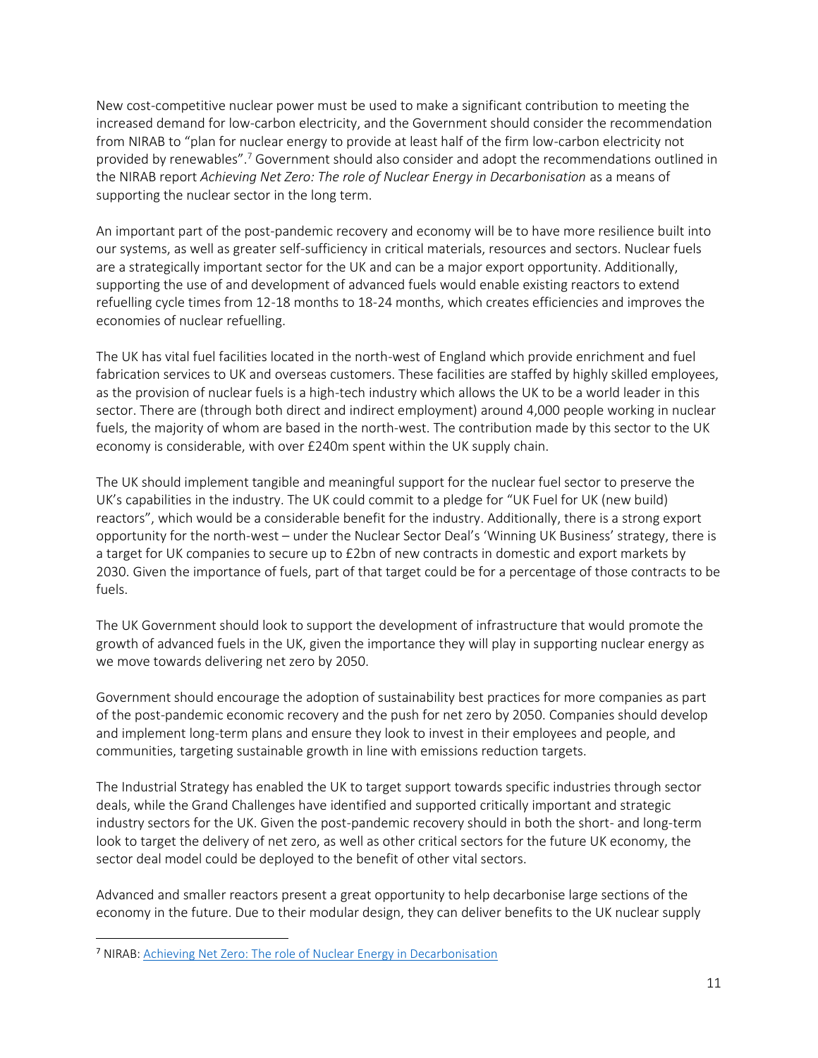New cost-competitive nuclear power must be used to make a significant contribution to meeting the increased demand for low-carbon electricity, and the Government should consider the recommendation from NIRAB to "plan for nuclear energy to provide at least half of the firm low-carbon electricity not provided by renewables".[7] Government should also consider and adopt the recommendations outlined in the NIRAB report *Achieving Net Zero: The role of Nuclear Energy in Decarbonisation* as a means of supporting the nuclear sector in the long term.

An important part of the post-pandemic recovery and economy will be to have more resilience built into our systems, as well as greater self-sufficiency in critical materials, resources and sectors. Nuclear fuels are a strategically important sector for the UK and can be a major export opportunity. Additionally, supporting the use of and development of advanced fuels would enable existing reactors to extend refuelling cycle times from 12-18 months to 18-24 months, which creates efficiencies and improves the economies of nuclear refuelling.

The UK has vital fuel facilities located in the north-west of England which provide enrichment and fuel fabrication services to UK and overseas customers. These facilities are staffed by highly skilled employees, as the provision of nuclear fuels is a high-tech industry which allows the UK to be a world leader in this sector. There are (through both direct and indirect employment) around 4,000 people working in nuclear fuels, the majority of whom are based in the north-west. The contribution made by this sector to the UK economy is considerable, with over £240m spent within the UK supply chain.

The UK should implement tangible and meaningful support for the nuclear fuel sector to preserve the UK's capabilities in the industry. The UK could commit to a pledge for "UK Fuel for UK (new build) reactors", which would be a considerable benefit for the industry. Additionally, there is a strong export opportunity for the north-west – under the Nuclear Sector Deal's 'Winning UK Business' strategy, there is a target for UK companies to secure up to £2bn of new contracts in domestic and export markets by 2030. Given the importance of fuels, part of that target could be for a percentage of those contracts to be fuels.

The UK Government should look to support the development of infrastructure that would promote the growth of advanced fuels in the UK, given the importance they will play in supporting nuclear energy as we move towards delivering net zero by 2050.

Government should encourage the adoption of sustainability best practices for more companies as part of the post-pandemic economic recovery and the push for net zero by 2050. Companies should develop and implement long-term plans and ensure they look to invest in their employees and people, and communities, targeting sustainable growth in line with emissions reduction targets.

The Industrial Strategy has enabled the UK to target support towards specific industries through sector deals, while the Grand Challenges have identified and supported critically important and strategic industry sectors for the UK. Given the post-pandemic recovery should in both the short- and long-term look to target the delivery of net zero, as well as other critical sectors for the future UK economy, the sector deal model could be deployed to the benefit of other vital sectors.

Advanced and smaller reactors present a great opportunity to help decarbonise large sections of the economy in the future. Due to their modular design, they can deliver benefits to the UK nuclear supply

[7] NIRAB: Achieving Net Zero: The role of Nuclear Energy in Decarbonisation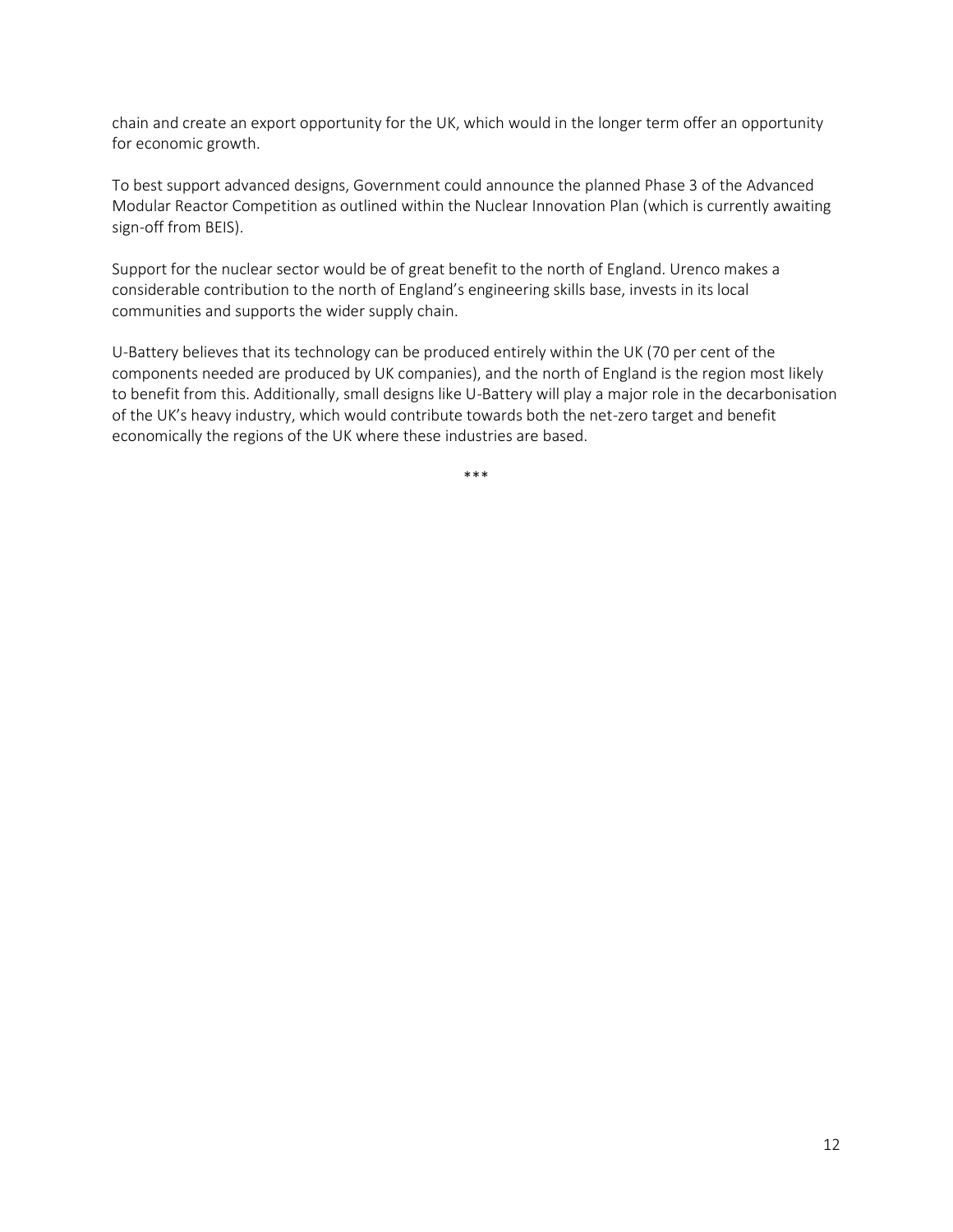chain and create an export opportunity for the UK, which would in the longer term offer an opportunity for economic growth.

To best support advanced designs, Government could announce the planned Phase 3 of the Advanced Modular Reactor Competition as outlined within the Nuclear Innovation Plan (which is currently awaiting sign-off from BEIS).

Support for the nuclear sector would be of great benefit to the north of England. Urenco makes a considerable contribution to the north of England's engineering skills base, invests in its local communities and supports the wider supply chain.

U-Battery believes that its technology can be produced entirely within the UK (70 per cent of the components needed are produced by UK companies), and the north of England is the region most likely to benefit from this. Additionally, small designs like U-Battery will play a major role in the decarbonisation of the UK's heavy industry, which would contribute towards both the net-zero target and benefit economically the regions of the UK where these industries are based.

***